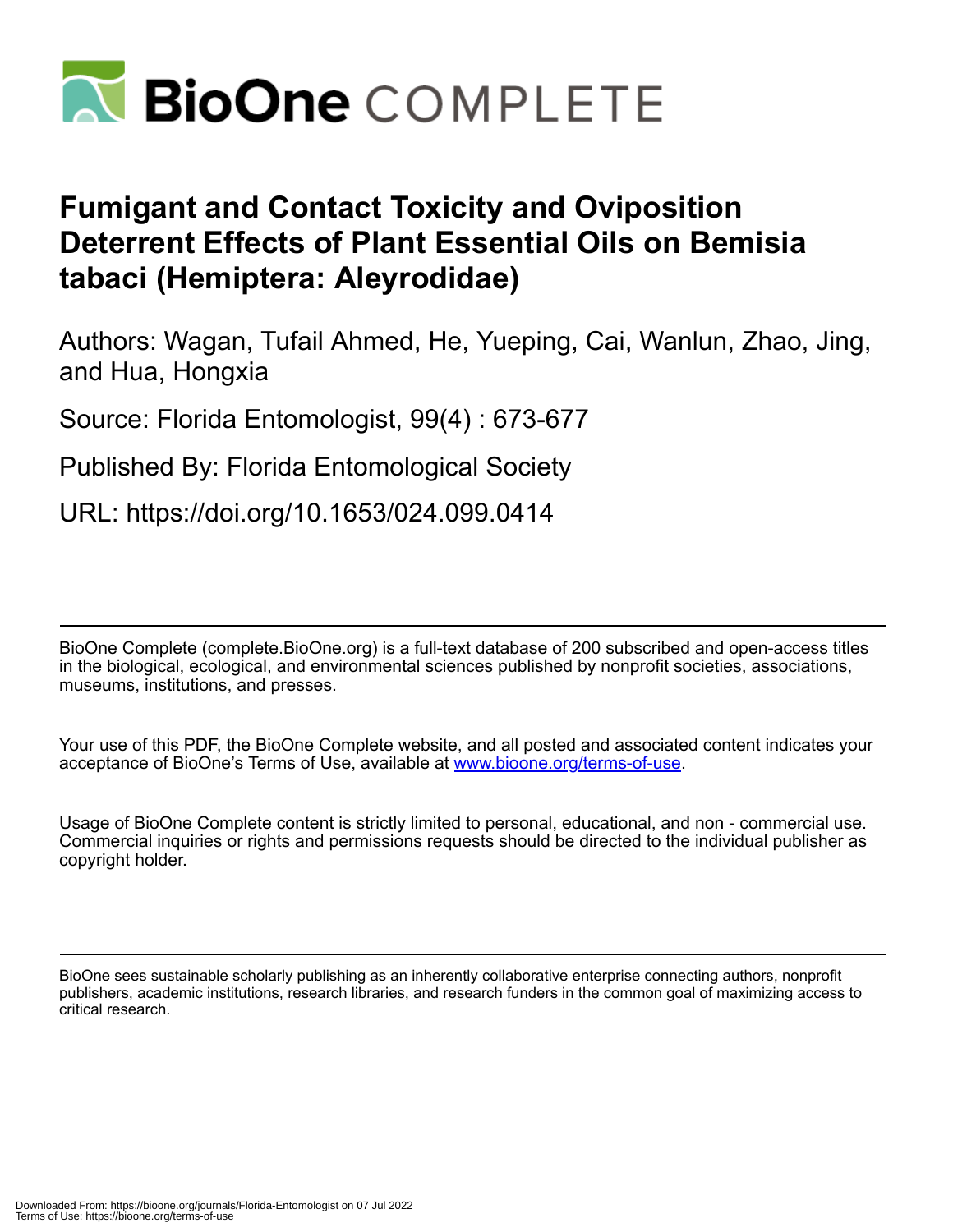# Fumigant and Contact Toxicity and Oviposition Deterrent Effects of Plant Essential Oils on Bemisia tabaci (Hemiptera: Aleyrodidae)

Authors: Wagan, Tufail Ahmed, He, Yueping, Cai, Wanlun, Zhao, Jing, and Hua, Hongxia

Source: Florida Entomologist, 99(4) : 673-677

Published By: Florida Entomological Society

URL: https://doi.org/10.1653/024.099.0414

BioOne Complete (complete.BioOne.org) is a full-text database of 200 subscribed and open-access titles in the biological, ecological, and environmental sciences published by nonprofit societies, associations, museums, institutions, and presses.

Your use of this PDF, the BioOne Complete website, and all posted and associated content indicates your acceptance of BioOne's Terms of Use, available at www.bioone.org/terms-of-use.

Usage of BioOne Complete content is strictly limited to personal, educational, and non - commercial use. Commercial inquiries or rights and permissions requests should be directed to the individual publisher as copyright holder.

BioOne sees sustainable scholarly publishing as an inherently collaborative enterprise connecting authors, nonprofit publishers, academic institutions, research libraries, and research funders in the common goal of maximizing access to critical research.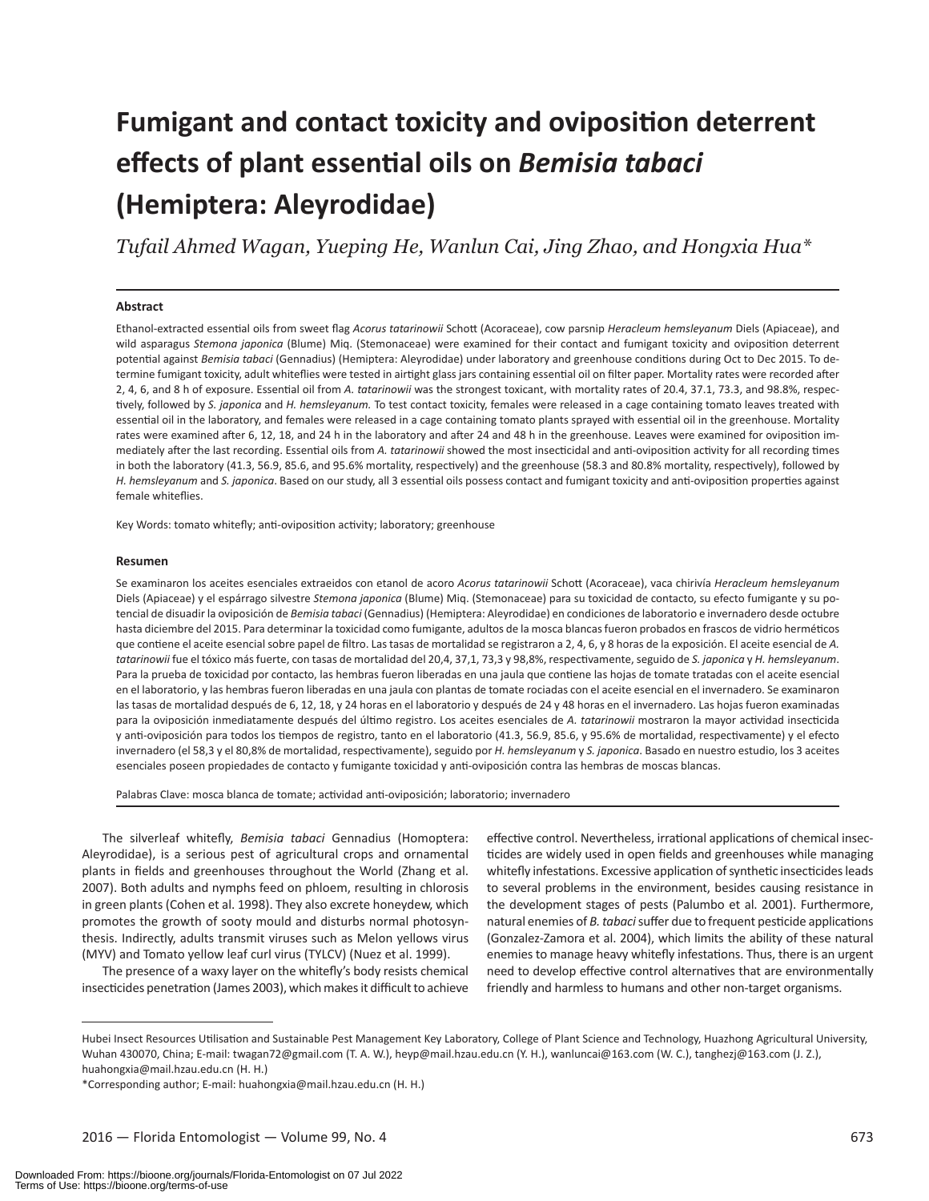# Fumigant and contact toxicity and oviposition deterrent effects of plant essential oils on *Bemisia tabaci* (Hemiptera: Aleyrodidae)

*Tufail Ahmed Wagan, Yueping He, Wanlun Cai, Jing Zhao, and Hongxia Hua**

## Abstract

Ethanol-extracted essential oils from sweet flag *Acorus tatarinowii* Schott (Acoraceae), cow parsnip *Heracleum hemsleyanum* Diels (Apiaceae), and wild asparagus *Stemona japonica* (Blume) Miq. (Stemonaceae) were examined for their contact and fumigant toxicity and oviposition deterrent potential against *Bemisia tabaci* (Gennadius) (Hemiptera: Aleyrodidae) under laboratory and greenhouse conditions during Oct to Dec 2015. To determine fumigant toxicity, adult whiteflies were tested in airtight glass jars containing essential oil on filter paper. Mortality rates were recorded after 2, 4, 6, and 8 h of exposure. Essential oil from *A. tatarinowii* was the strongest toxicant, with mortality rates of 20.4, 37.1, 73.3, and 98.8%, respectively, followed by *S. japonica* and *H. hemsleyanum.* To test contact toxicity, females were released in a cage containing tomato leaves treated with essential oil in the laboratory, and females were released in a cage containing tomato plants sprayed with essential oil in the greenhouse. Mortality rates were examined after 6, 12, 18, and 24 h in the laboratory and after 24 and 48 h in the greenhouse. Leaves were examined for oviposition immediately after the last recording. Essential oils from *A. tatarinowii* showed the most insecticidal and anti-oviposition activity for all recording times in both the laboratory (41.3, 56.9, 85.6, and 95.6% mortality, respectively) and the greenhouse (58.3 and 80.8% mortality, respectively), followed by *H. hemsleyanum* and *S. japonica*. Based on our study, all 3 essential oils possess contact and fumigant toxicity and anti-oviposition properties against female whiteflies.

Key Words: tomato whitefly; anti-oviposition activity; laboratory; greenhouse

## Resumen

Se examinaron los aceites esenciales extraeidos con etanol de acoro *Acorus tatarinowii* Schott (Acoraceae), vaca chirivía *Heracleum hemsleyanum* Diels (Apiaceae) y el espárrago silvestre *Stemona japonica* (Blume) Miq. (Stemonaceae) para su toxicidad de contacto, su efecto fumigante y su potencial de disuadir la oviposición de *Bemisia tabaci* (Gennadius) (Hemiptera: Aleyrodidae) en condiciones de laboratorio e invernadero desde octubre hasta diciembre del 2015. Para determinar la toxicidad como fumigante, adultos de la mosca blancas fueron probados en frascos de vidrio herméticos que contiene el aceite esencial sobre papel de filtro. Las tasas de mortalidad se registraron a 2, 4, 6, y 8 horas de la exposición. El aceite esencial de *A. tatarinowii* fue el tóxico más fuerte, con tasas de mortalidad del 20,4, 37,1, 73,3 y 98,8%, respectivamente, seguido de *S. japonica* y *H. hemsleyanum*. Para la prueba de toxicidad por contacto, las hembras fueron liberadas en una jaula que contiene las hojas de tomate tratadas con el aceite esencial en el laboratorio, y las hembras fueron liberadas en una jaula con plantas de tomate rociadas con el aceite esencial en el invernadero. Se examinaron las tasas de mortalidad después de 6, 12, 18, y 24 horas en el laboratorio y después de 24 y 48 horas en el invernadero. Las hojas fueron examinadas para la oviposición inmediatamente después del último registro. Los aceites esenciales de *A. tatarinowii* mostraron la mayor actividad insecticida y anti-oviposición para todos los tiempos de registro, tanto en el laboratorio (41,3, 56,9, 85,6, y 95,6% de mortalidad, respectivamente) y el efecto invernadero (el 58,3 y el 80,8% de mortalidad, respectivamente), seguido por *H. hemsleyanum* y *S. japonica*. Basado en nuestro estudio, los 3 aceites esenciales poseen propiedades de contacto y fumigante toxicidad y anti-oviposición contra las hembras de moscas blancas.

Palabras Clave: mosca blanca de tomate; actividad anti-oviposición; laboratorio; invernadero

The silverleaf whitefly, *Bemisia tabaci* Gennadius (Homoptera: Aleyrodidae), is a serious pest of agricultural crops and ornamental plants in fields and greenhouses throughout the World (Zhang et al. 2007). Both adults and nymphs feed on phloem, resulting in chlorosis in green plants (Cohen et al. 1998). They also excrete honeydew, which promotes the growth of sooty mould and disturbs normal photosynthesis. Indirectly, adults transmit viruses such as Melon yellows virus (MYV) and Tomato yellow leaf curl virus (TYLCV) (Nuez et al. 1999).

The presence of a waxy layer on the whitefly's body resists chemical insecticides penetration (James 2003), which makes it difficult to achieve effective control. Nevertheless, irrational applications of chemical insecticides are widely used in open fields and greenhouses while managing whitefly infestations. Excessive application of synthetic insecticides leads to several problems in the environment, besides causing resistance in the development stages of pests (Palumbo et al. 2001). Furthermore, natural enemies of *B. tabaci* suffer due to frequent pesticide applications (Gonzalez-Zamora et al. 2004), which limits the ability of these natural enemies to manage heavy whitefly infestations. Thus, there is an urgent need to develop effective control alternatives that are environmentally friendly and harmless to humans and other non-target organisms.

---

Hubei Insect Resources Utilisation and Sustainable Pest Management Key Laboratory, College of Plant Science and Technology, Huazhong Agricultural University, Wuhan 430070, China; E-mail: twagan72@gmail.com (T. A. W.), heyp@mail.hzau.edu.cn (Y. H.), wanluncai@163.com (W. C.), tanghezj@163.com (J. Z.), huahongxia@mail.hzau.edu.cn (H. H.)

*Corresponding author; E-mail: huahongxia@mail.hzau.edu.cn (H. H.)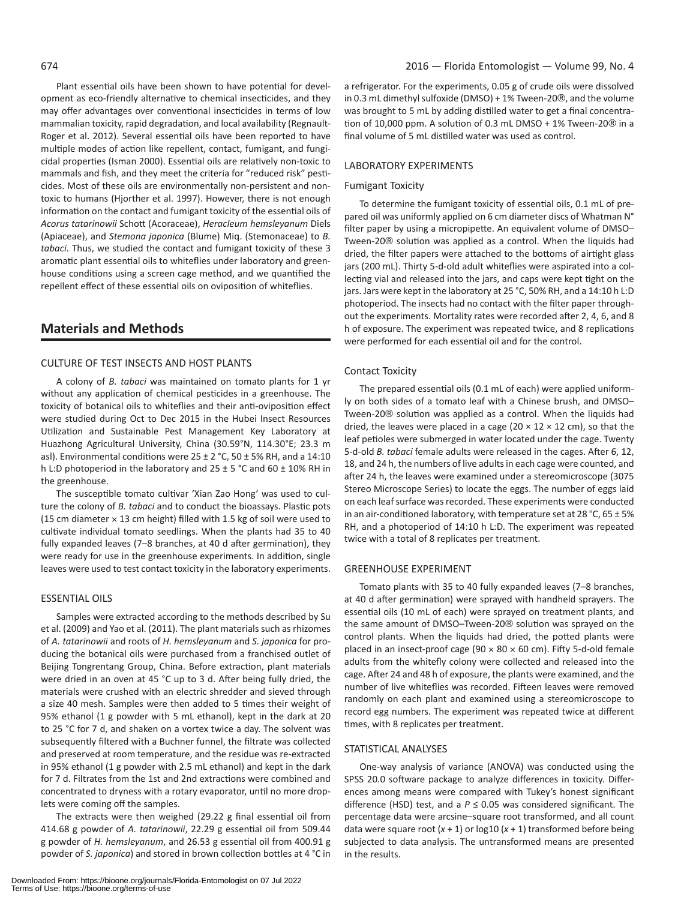Plant essential oils have been shown to have potential for development as eco-friendly alternative to chemical insecticides, and they may offer advantages over conventional insecticides in terms of low mammalian toxicity, rapid degradation, and local availability (Regnault-Roger et al. 2012). Several essential oils have been reported to have multiple modes of action like repellent, contact, fumigant, and fungicidal properties (Isman 2000). Essential oils are relatively non-toxic to mammals and fish, and they meet the criteria for "reduced risk" pesticides. Most of these oils are environmentally non-persistent and non-toxic to humans (Hjorther et al. 1997). However, there is not enough information on the contact and fumigant toxicity of the essential oils of *Acorus tatarinowii* Schott (Acoraceae), *Heracleum hemsleyanum* Diels (Apiaceae), and *Stemona japonica* (Blume) Miq. (Stemonaceae) to *B. tabaci*. Thus, we studied the contact and fumigant toxicity of these 3 aromatic plant essential oils to whiteflies under laboratory and greenhouse conditions using a screen cage method, and we quantified the repellent effect of these essential oils on oviposition of whiteflies.

## Materials and Methods

### CULTURE OF TEST INSECTS AND HOST PLANTS

A colony of *B. tabaci* was maintained on tomato plants for 1 yr without any application of chemical pesticides in a greenhouse. The toxicity of botanical oils to whiteflies and their anti-oviposition effect were studied during Oct to Dec 2015 in the Hubei Insect Resources Utilization and Sustainable Pest Management Key Laboratory at Huazhong Agricultural University, China (30.59°N, 114.30°E; 23.3 m asl). Environmental conditions were 25 ± 2 °C, 50 ± 5% RH, and a 14:10 h L:D photoperiod in the laboratory and 25 ± 5 °C and 60 ± 10% RH in the greenhouse.

The susceptible tomato cultivar 'Xian Zao Hong' was used to culture the colony of *B. tabaci* and to conduct the bioassays. Plastic pots (15 cm diameter × 13 cm height) filled with 1.5 kg of soil were used to cultivate individual tomato seedlings. When the plants had 35 to 40 fully expanded leaves (7–8 branches, at 40 d after germination), they were ready for use in the greenhouse experiments. In addition, single leaves were used to test contact toxicity in the laboratory experiments.

### ESSENTIAL OILS

Samples were extracted according to the methods described by Su et al. (2009) and Yao et al. (2011). The plant materials such as rhizomes of *A. tatarinowii* and roots of *H. hemsleyanum* and *S. japonica* for producing the botanical oils were purchased from a franchised outlet of Beijing Tongrentang Group, China. Before extraction, plant materials were dried in an oven at 45 °C up to 3 d. After being fully dried, the materials were crushed with an electric shredder and sieved through a size 40 mesh. Samples were then added to 5 times their weight of 95% ethanol (1 g powder with 5 mL ethanol), kept in the dark at 20 to 25 °C for 7 d, and shaken on a vortex twice a day. The solvent was subsequently filtered with a Buchner funnel, the filtrate was collected and preserved at room temperature, and the residue was re-extracted in 95% ethanol (1 g powder with 2.5 mL ethanol) and kept in the dark for 7 d. Filtrates from the 1st and 2nd extractions were combined and concentrated to dryness with a rotary evaporator, until no more droplets were coming off the samples.

The extracts were then weighed (29.22 g final essential oil from 414.68 g powder of *A. tatarinowii*, 22.29 g essential oil from 509.44 g powder of *H. hemsleyanum*, and 26.53 g essential oil from 400.91 g powder of *S. japonica*) and stored in brown collection bottles at 4 °C in a refrigerator. For the experiments, 0.05 g of crude oils were dissolved in 0.3 mL dimethyl sulfoxide (DMSO) + 1% Tween-20®, and the volume was brought to 5 mL by adding distilled water to get a final concentration of 10,000 ppm. A solution of 0.3 mL DMSO + 1% Tween-20® in a final volume of 5 mL distilled water was used as control.

### LABORATORY EXPERIMENTS

#### Fumigant Toxicity

To determine the fumigant toxicity of essential oils, 0.1 mL of prepared oil was uniformly applied on 6 cm diameter discs of Whatman N° filter paper by using a micropipette. An equivalent volume of DMSO–Tween-20® solution was applied as a control. When the liquids had dried, the filter papers were attached to the bottoms of airtight glass jars (200 mL). Thirty 5-d-old adult whiteflies were aspirated into a collecting vial and released into the jars, and caps were kept tight on the jars. Jars were kept in the laboratory at 25 °C, 50% RH, and a 14:10 h L:D photoperiod. The insects had no contact with the filter paper throughout the experiments. Mortality rates were recorded after 2, 4, 6, and 8 h of exposure. The experiment was repeated twice, and 8 replications were performed for each essential oil and for the control.

#### Contact Toxicity

The prepared essential oils (0.1 mL of each) were applied uniformly on both sides of a tomato leaf with a Chinese brush, and DMSO–Tween-20® solution was applied as a control. When the liquids had dried, the leaves were placed in a cage (20 × 12 × 12 cm), so that the leaf petioles were submerged in water located under the cage. Twenty 5-d-old *B. tabaci* female adults were released in the cages. After 6, 12, 18, and 24 h, the numbers of live adults in each cage were counted, and after 24 h, the leaves were examined under a stereomicroscope (3075 Stereo Microscope Series) to locate the eggs. The number of eggs laid on each leaf surface was recorded. These experiments were conducted in an air-conditioned laboratory, with temperature set at 28 °C, 65 ± 5% RH, and a photoperiod of 14:10 h L:D. The experiment was repeated twice with a total of 8 replicates per treatment.

### GREENHOUSE EXPERIMENT

Tomato plants with 35 to 40 fully expanded leaves (7–8 branches, at 40 d after germination) were sprayed with handheld sprayers. The essential oils (10 mL of each) were sprayed on treatment plants, and the same amount of DMSO–Tween-20® solution was sprayed on the control plants. When the liquids had dried, the potted plants were placed in an insect-proof cage (90 × 80 × 60 cm). Fifty 5-d-old female adults from the whitefly colony were collected and released into the cage. After 24 and 48 h of exposure, the plants were examined, and the number of live whiteflies was recorded. Fifteen leaves were removed randomly on each plant and examined using a stereomicroscope to record egg numbers. The experiment was repeated twice at different times, with 8 replicates per treatment.

### STATISTICAL ANALYSES

One-way analysis of variance (ANOVA) was conducted using the SPSS 20.0 software package to analyze differences in toxicity. Differences among means were compared with Tukey's honest significant difference (HSD) test, and a $P \leq 0.05$ was considered significant. The percentage data were arcsine–square root transformed, and all count data were square root $(x + 1)$ or $\log10(x + 1)$ transformed before being subjected to data analysis. The untransformed means are presented in the results.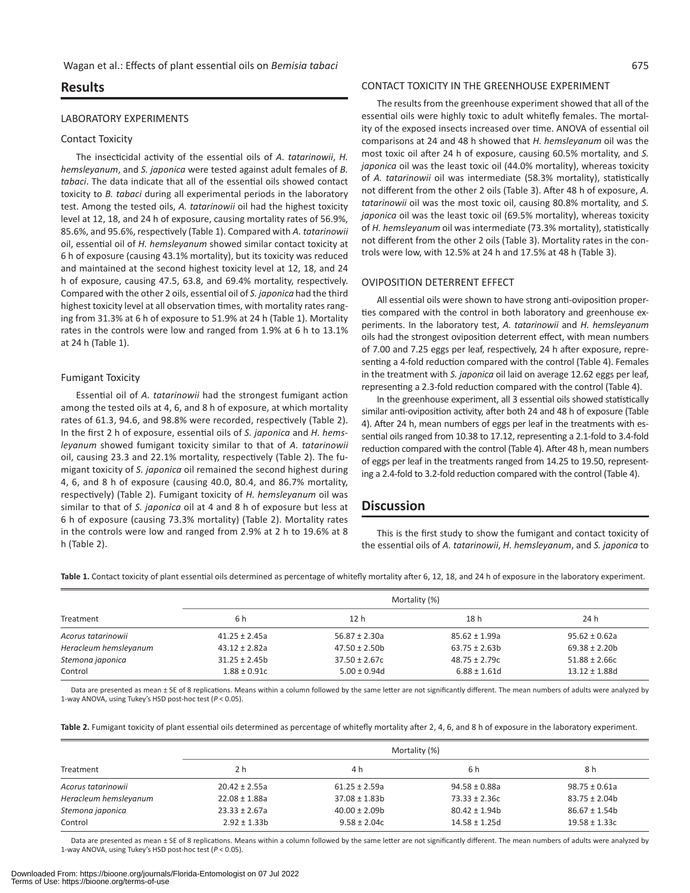## Results

### LABORATORY EXPERIMENTS

#### Contact Toxicity

The insecticidal activity of the essential oils of *A. tatarinowii*, *H. hemsleyanum*, and *S. japonica* were tested against adult females of *B. tabaci*. The data indicate that all of the essential oils showed contact toxicity to *B. tabaci* during all experimental periods in the laboratory test. Among the tested oils, *A. tatarinowii* oil had the highest toxicity level at 12, 18, and 24 h of exposure, causing mortality rates of 56.9%, 85.6%, and 95.6%, respectively (Table 1). Compared with *A. tatarinowii* oil, essential oil of *H. hemsleyanum* showed similar contact toxicity at 6 h of exposure (causing 43.1% mortality), but its toxicity was reduced and maintained at the second highest toxicity level at 12, 18, and 24 h of exposure, causing 47.5, 63.8, and 69.4% mortality, respectively. Compared with the other 2 oils, essential oil of *S. japonica* had the third highest toxicity level at all observation times, with mortality rates ranging from 31.3% at 6 h of exposure to 51.9% at 24 h (Table 1). Mortality rates in the controls were low and ranged from 1.9% at 6 h to 13.1% at 24 h (Table 1).

#### Fumigant Toxicity

Essential oil of *A. tatarinowii* had the strongest fumigant action among the tested oils at 4, 6, and 8 h of exposure, at which mortality rates of 61.3, 94.6, and 98.8% were recorded, respectively (Table 2). In the first 2 h of exposure, essential oils of *S. japonica* and *H. hemsleyanum* showed fumigant toxicity similar to that of *A. tatarinowii* oil, causing 23.3 and 22.1% mortality, respectively (Table 2). The fumigant toxicity of *S. japonica* oil remained the second highest during 4, 6, and 8 h of exposure (causing 40.0, 80.4, and 86.7% mortality, respectively) (Table 2). Fumigant toxicity of *H. hemsleyanum* oil was similar to that of *S. japonica* oil at 4 and 8 h of exposure but less at 6 h of exposure (causing 73.3% mortality) (Table 2). Mortality rates in the controls were low and ranged from 2.9% at 2 h to 19.6% at 8 h (Table 2).

### CONTACT TOXICITY IN THE GREENHOUSE EXPERIMENT

The results from the greenhouse experiment showed that all of the essential oils were highly toxic to adult whitefly females. The mortality of the exposed insects increased over time. ANOVA of essential oil comparisons at 24 and 48 h showed that *H. hemsleyanum* oil was the most toxic oil after 24 h of exposure, causing 60.5% mortality, and *S. japonica* oil was the least toxic oil (44.0% mortality), whereas toxicity of *A. tatarinowii* oil was intermediate (58.3% mortality), statistically not different from the other 2 oils (Table 3). After 48 h of exposure, *A. tatarinowii* oil was the most toxic oil, causing 80.8% mortality, and *S. japonica* oil was the least toxic oil (69.5% mortality), whereas toxicity of *H. hemsleyanum* oil was intermediate (73.3% mortality), statistically not different from the other 2 oils (Table 3). Mortality rates in the controls were low, with 12.5% at 24 h and 17.5% at 48 h (Table 3).

### OVIPOSITION DETERRENT EFFECT

All essential oils were shown to have strong anti-oviposition properties compared with the control in both laboratory and greenhouse experiments. In the laboratory test, *A. tatarinowii* and *H. hemsleyanum* oils had the strongest oviposition deterrent effect, with mean numbers of 7.00 and 7.25 eggs per leaf, respectively, 24 h after exposure, representing a 4-fold reduction compared with the control (Table 4). Females in the treatment with *S. japonica* oil laid on average 12.62 eggs per leaf, representing a 2.3-fold reduction compared with the control (Table 4).

In the greenhouse experiment, all 3 essential oils showed statistically similar anti-oviposition activity, after both 24 and 48 h of exposure (Table 4). After 24 h, mean numbers of eggs per leaf in the treatments with essential oils ranged from 10.38 to 17.12, representing a 2.1-fold to 3.4-fold reduction compared with the control (Table 4). After 48 h, mean numbers of eggs per leaf in the treatments ranged from 14.25 to 19.50, representing a 2.4-fold to 3.2-fold reduction compared with the control (Table 4).

## Discussion

This is the first study to show the fumigant and contact toxicity of the essential oils of *A. tatarinowii*, *H. hemsleyanum*, and *S. japonica* to

**Table 1.** Contact toxicity of plant essential oils determined as percentage of whitefly mortality after 6, 12, 18, and 24 h of exposure in the laboratory experiment.

| Treatment | Mortality (%) | | | |
|---|---|---|---|---|
| | 6 h | 12 h | 18 h | 24 h |
| *Acorus tatarinowii* | 41.25 ± 2.45a | 56.87 ± 2.30a | 85.62 ± 1.99a | 95.62 ± 0.62a |
| *Heracleum hemsleyanum* | 43.12 ± 2.82a | 47.50 ± 2.50b | 63.75 ± 2.63b | 69.38 ± 2.20b |
| *Stemona japonica* | 31.25 ± 2.45b | 37.50 ± 2.67c | 48.75 ± 2.79c | 51.88 ± 2.66c |
| Control | 1.88 ± 0.91c | 5.00 ± 0.94d | 6.88 ± 1.61d | 13.12 ± 1.88d |

Data are presented as mean ± SE of 8 replications. Means within a column followed by the same letter are not significantly different. The mean numbers of adults were analyzed by 1-way ANOVA, using Tukey's HSD post-hoc test ($P < 0.05$).

**Table 2.** Fumigant toxicity of plant essential oils determined as percentage of whitefly mortality after 2, 4, 6, and 8 h of exposure in the laboratory experiment.

| Treatment | Mortality (%) | | | |
|---|---|---|---|---|
| | 2 h | 4 h | 6 h | 8 h |
| *Acorus tatarinowii* | 20.42 ± 2.55a | 61.25 ± 2.59a | 94.58 ± 0.88a | 98.75 ± 0.61a |
| *Heracleum hemsleyanum* | 22.08 ± 1.88a | 37.08 ± 1.83b | 73.33 ± 2.36c | 83.75 ± 2.04b |
| *Stemona japonica* | 23.33 ± 2.67a | 40.00 ± 2.09b | 80.42 ± 1.94b | 86.67 ± 1.54b |
| Control | 2.92 ± 1.33b | 9.58 ± 2.04c | 14.58 ± 1.25d | 19.58 ± 1.33c |

Data are presented as mean ± SE of 8 replications. Means within a column followed by the same letter are not significantly different. The mean numbers of adults were analyzed by 1-way ANOVA, using Tukey's HSD post-hoc test ($P < 0.05$).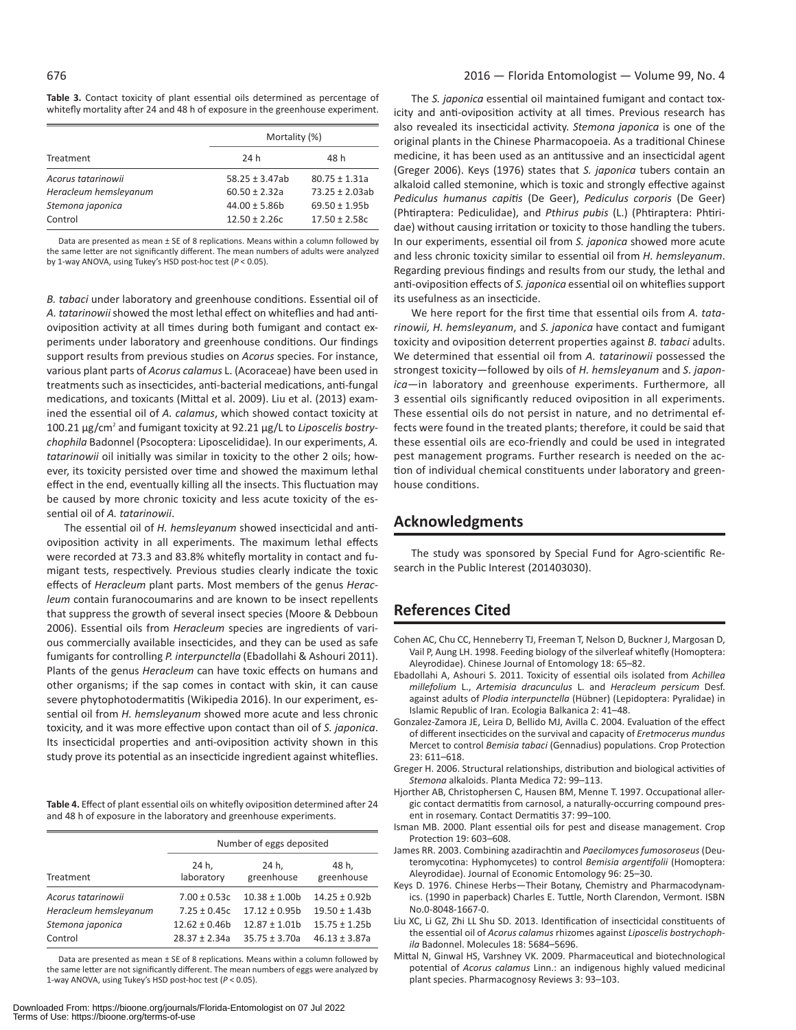**Table 3.** Contact toxicity of plant essential oils determined as percentage of whitefly mortality after 24 and 48 h of exposure in the greenhouse experiment.

| Treatment | Mortality (%) | |
|---|---|---|
| | 24 h | 48 h |
| *Acorus tatarinowii* | 58.25 ± 3.47ab | 80.75 ± 1.31a |
| *Heracleum hemsleyanum* | 60.50 ± 2.32a | 73.25 ± 2.03ab |
| *Stemona japonica* | 44.00 ± 5.86b | 69.50 ± 1.95b |
| Control | 12.50 ± 2.26c | 17.50 ± 2.58c |

Data are presented as mean ± SE of 8 replications. Means within a column followed by the same letter are not significantly different. The mean numbers of adults were analyzed by 1-way ANOVA, using Tukey's HSD post-hoc test ($P < 0.05$).

*B. tabaci* under laboratory and greenhouse conditions. Essential oil of *A. tatarinowii* showed the most lethal effect on whiteflies and had anti-oviposition activity at all times during both fumigant and contact experiments under laboratory and greenhouse conditions. Our findings support results from previous studies on *Acorus* species. For instance, various plant parts of *Acorus calamus* L. (Acoraceae) have been used in treatments such as insecticides, anti-bacterial medications, anti-fungal medications, and toxicants (Mittal et al. 2009). Liu et al. (2013) examined the essential oil of *A. calamus*, which showed contact toxicity at 100.21 µg/cm$^2$ and fumigant toxicity at 92.21 µg/L to *Liposcelis bostrychophila* Badonnel (Psocoptera: Liposcelididae). In our experiments, *A. tatarinowii* oil initially was similar in toxicity to the other 2 oils; however, its toxicity persisted over time and showed the maximum lethal effect in the end, eventually killing all the insects. This fluctuation may be caused by more chronic toxicity and less acute toxicity of the essential oil of *A. tatarinowii*.

The essential oil of *H. hemsleyanum* showed insecticidal and anti-oviposition activity in all experiments. The maximum lethal effects were recorded at 73.3 and 83.8% whitefly mortality in contact and fumigant tests, respectively. Previous studies clearly indicate the toxic effects of *Heracleum* plant parts. Most members of the genus *Heracleum* contain furanocoumarins and are known to be insect repellents that suppress the growth of several insect species (Moore & Debboun 2006). Essential oils from *Heracleum* species are ingredients of various commercially available insecticides, and they can be used as safe fumigants for controlling *P. interpunctella* (Ebadollahi & Ashouri 2011). Plants of the genus *Heracleum* can have toxic effects on humans and other organisms; if the sap comes in contact with skin, it can cause severe phytophotodermatitis (Wikipedia 2016). In our experiment, essential oil from *H. hemsleyanum* showed more acute and less chronic toxicity, and it was more effective upon contact than oil of *S. japonica*. Its insecticidal properties and anti-oviposition activity shown in this study prove its potential as an insecticide ingredient against whiteflies.

**Table 4.** Effect of plant essential oils on whitefly oviposition determined after 24 and 48 h of exposure in the laboratory and greenhouse experiments.

| Treatment | Number of eggs deposited | | |
|---|---|---|---|
| | 24 h, laboratory | 24 h, greenhouse | 48 h, greenhouse |
| *Acorus tatarinowii* | 7.00 ± 0.53c | 10.38 ± 1.00b | 14.25 ± 0.92b |
| *Heracleum hemsleyanum* | 7.25 ± 0.45c | 17.12 ± 0.95b | 19.50 ± 1.43b |
| *Stemona japonica* | 12.62 ± 0.46b | 12.87 ± 1.01b | 15.75 ± 1.25b |
| Control | 28.37 ± 2.34a | 35.75 ± 3.70a | 46.13 ± 3.87a |

Data are presented as mean ± SE of 8 replications. Means within a column followed by the same letter are not significantly different. The mean numbers of eggs were analyzed by 1-way ANOVA, using Tukey's HSD post-hoc test ($P < 0.05$).

The *S. japonica* essential oil maintained fumigant and contact toxicity and anti-oviposition activity at all times. Previous research has also revealed its insecticidal activity. *Stemona japonica* is one of the original plants in the Chinese Pharmacopoeia. As a traditional Chinese medicine, it has been used as an antitussive and an insecticidal agent (Greger 2006). Keys (1976) states that *S. japonica* tubers contain an alkaloid called stemonine, which is toxic and strongly effective against *Pediculus humanus capitis* (De Geer), *Pediculus corporis* (De Geer) (Phtiraptera: Pediculidae), and *Pthirus pubis* (L.) (Phtiraptera: Phtiridae) without causing irritation or toxicity to those handling the tubers. In our experiments, essential oil from *S. japonica* showed more acute and less chronic toxicity similar to essential oil from *H. hemsleyanum*. Regarding previous findings and results from our study, the lethal and anti-oviposition effects of *S. japonica* essential oil on whiteflies support its usefulness as an insecticide.

We here report for the first time that essential oils from *A. tatarinowii, H. hemsleyanum*, and *S. japonica* have contact and fumigant toxicity and oviposition deterrent properties against *B. tabaci* adults. We determined that essential oil from *A. tatarinowii* possessed the strongest toxicity—followed by oils of *H. hemsleyanum* and *S. japonica*—in laboratory and greenhouse experiments. Furthermore, all 3 essential oils significantly reduced oviposition in all experiments. These essential oils do not persist in nature, and no detrimental effects were found in the treated plants; therefore, it could be said that these essential oils are eco-friendly and could be used in integrated pest management programs. Further research is needed on the action of individual chemical constituents under laboratory and greenhouse conditions.

## Acknowledgments

The study was sponsored by Special Fund for Agro-scientific Research in the Public Interest (201403030).

## References Cited

Cohen AC, Chu CC, Henneberry TJ, Freeman T, Nelson D, Buckner J, Margosan D, Vail P, Aung LH. 1998. Feeding biology of the silverleaf whitefly (Homoptera: Aleyrodidae). Chinese Journal of Entomology 18: 65–82.

Ebadollahi A, Ashouri S. 2011. Toxicity of essential oils isolated from *Achillea millefolium* L., *Artemisia dracunculus* L. and *Heracleum persicum* Desf. against adults of *Plodia interpunctella* (Hübner) (Lepidoptera: Pyralidae) in Islamic Republic of Iran. Ecologia Balkanica 2: 41–48.

Gonzalez-Zamora JE, Leira D, Bellido MJ, Avilla C. 2004. Evaluation of the effect of different insecticides on the survival and capacity of *Eretmocerus mundus* Mercet to control *Bemisia tabaci* (Gennadius) populations. Crop Protection 23: 611–618.

Greger H. 2006. Structural relationships, distribution and biological activities of *Stemona* alkaloids. Planta Medica 72: 99–113.

Hjorther AB, Christophersen C, Hausen BM, Menne T. 1997. Occupational allergic contact dermatitis from carnosol, a naturally-occurring compound present in rosemary. Contact Dermatitis 37: 99–100.

Isman MB. 2000. Plant essential oils for pest and disease management. Crop Protection 19: 603–608.

James RR. 2003. Combining azadirachtin and *Paecilomyces fumosoroseus* (Deuteromycotina: Hyphomycetes) to control *Bemisia argentifolii* (Homoptera: Aleyrodidae). Journal of Economic Entomology 96: 25–30.

Keys D. 1976. Chinese Herbs—Their Botany, Chemistry and Pharmacodynamics. (1990 in paperback) Charles E. Tuttle, North Clarendon, Vermont. ISBN No.0-8048-1667-0.

Liu XC, Li GZ, Zhi LL Shu SD. 2013. Identification of insecticidal constituents of the essential oil of *Acorus calamus* rhizomes against *Liposcelis bostrychophila* Badonnel. Molecules 18: 5684–5696.

Mittal N, Ginwal HS, Varshney VK. 2009. Pharmaceutical and biotechnological potential of *Acorus calamus* Linn.: an indigenous highly valued medicinal plant species. Pharmacognosy Reviews 3: 93–103.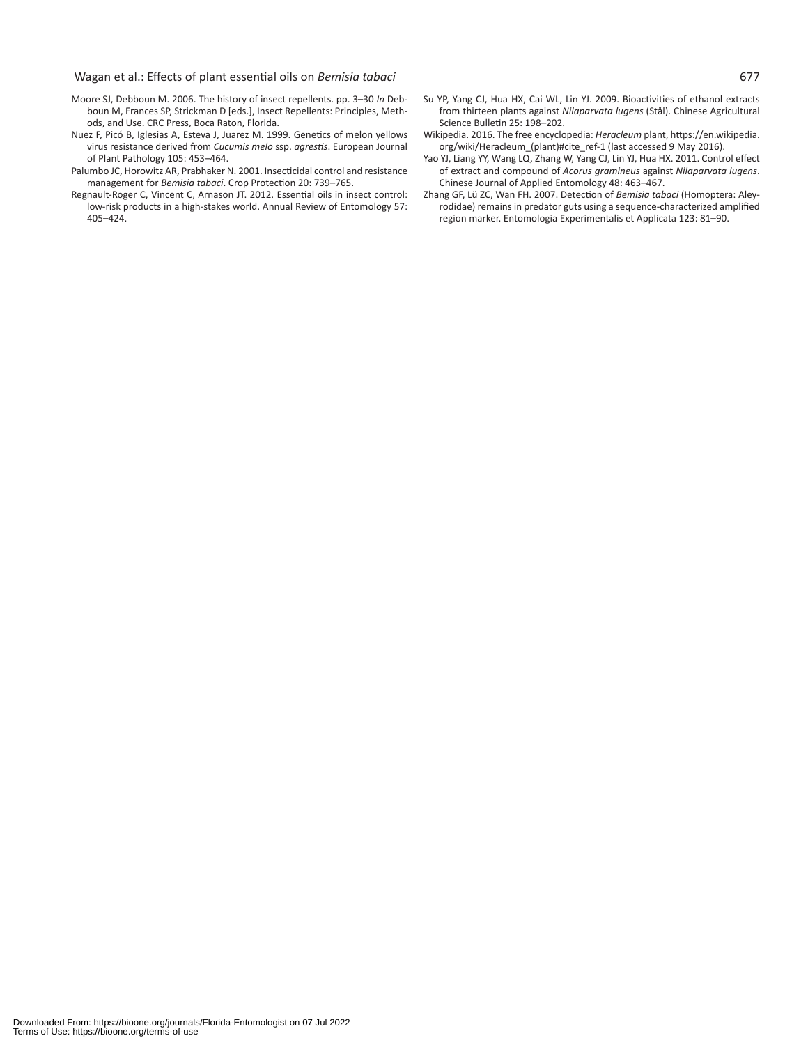Moore SJ, Debboun M. 2006. The history of insect repellents. pp. 3–30 *In* Debboun M, Frances SP, Strickman D [eds.], Insect Repellents: Principles, Methods, and Use. CRC Press, Boca Raton, Florida.

Nuez F, Picó B, Iglesias A, Esteva J, Juarez M. 1999. Genetics of melon yellows virus resistance derived from *Cucumis melo* ssp. *agrestis*. European Journal of Plant Pathology 105: 453–464.

Palumbo JC, Horowitz AR, Prabhaker N. 2001. Insecticidal control and resistance management for *Bemisia tabaci*. Crop Protection 20: 739–765.

Regnault-Roger C, Vincent C, Arnason JT. 2012. Essential oils in insect control: low-risk products in a high-stakes world. Annual Review of Entomology 57: 405–424.

Su YP, Yang CJ, Hua HX, Cai WL, Lin YJ. 2009. Bioactivities of ethanol extracts from thirteen plants against *Nilaparvata lugens* (Stål). Chinese Agricultural Science Bulletin 25: 198–202.

Wikipedia. 2016. The free encyclopedia: *Heracleum* plant, https://en.wikipedia.org/wiki/Heracleum_(plant)#cite_ref-1 (last accessed 9 May 2016).

Yao YJ, Liang YY, Wang LQ, Zhang W, Yang CJ, Lin YJ, Hua HX. 2011. Control effect of extract and compound of *Acorus gramineus* against *Nilaparvata lugens*. Chinese Journal of Applied Entomology 48: 463–467.

Zhang GF, Lü ZC, Wan FH. 2007. Detection of *Bemisia tabaci* (Homoptera: Aleyrodidae) remains in predator guts using a sequence-characterized amplified region marker. Entomologia Experimentalis et Applicata 123: 81–90.